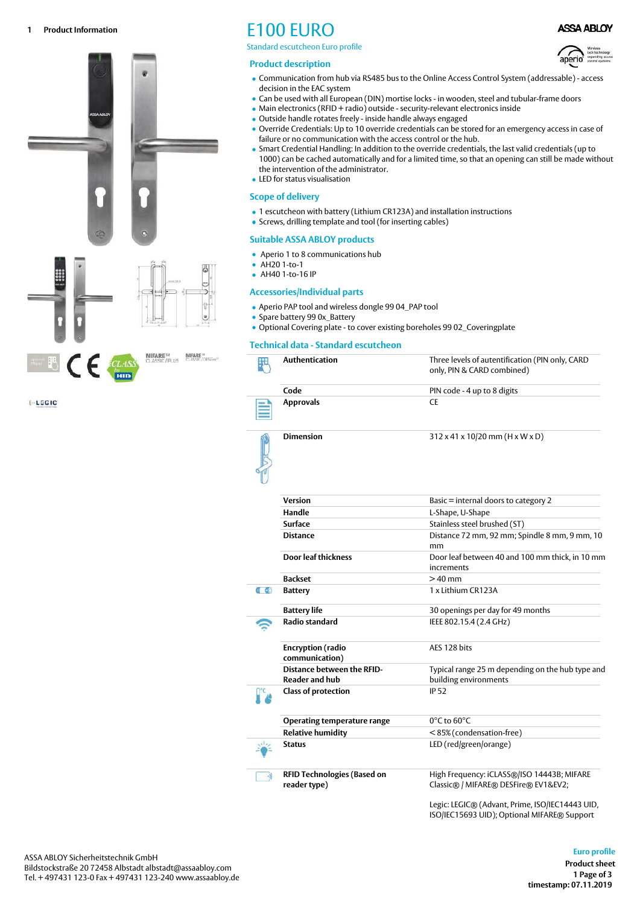1 Product Information

# E100 EURO

Standard escutcheon Euro profile

## Product description

- Communication from hub via RS485 bus to the Online Access Control System (addressable) - access decision in the EAC system
- Can be used with all European (DIN) mortise locks - in wooden, steel and tubular-frame doors
- Main electronics (RFID + radio) outside - security-relevant electronics inside
- Outside handle rotates freely - inside handle always engaged
- Override Credentials: Up to 10 override credentials can be stored for an emergency access in case of failure or no communication with the access control or the hub.
- Smart Credential Handling: In addition to the override credentials, the last valid credentials (up to 1000) can be cached automatically and for a limited time, so that an opening can still be made without the intervention of the administrator.
- LED for status visualisation

## Scope of delivery

- 1 escutcheon with battery (Lithium CR123A) and installation instructions
- Screws, drilling template and tool (for inserting cables)

## Suitable ASSA ABLOY products

- Aperio 1 to 8 communications hub
- AH20 1-to-1
- AH40 1-to-16 IP

## Accessories/Individual parts

- Aperio PAP tool and wireless dongle 99 04_PAP tool
- Spare battery 99 0x_Battery
- Optional Covering plate - to cover existing boreholes 99 02_Coveringplate

## Technical data - Standard escutcheon

| | |
|---|---|
| **Authentication** | Three levels of autentification (PIN only, CARD only, PIN & CARD combined) |
| **Code** | PIN code - 4 up to 8 digits |
| **Approvals** | CE |
| **Dimension** | 312 x 41 x 10/20 mm (H x W x D) |
| **Version** | Basic = internal doors to category 2 |
| **Handle** | L-Shape, U-Shape |
| **Surface** | Stainless steel brushed (ST) |
| **Distance** | Distance 72 mm, 92 mm; Spindle 8 mm, 9 mm, 10 mm |
| **Door leaf thickness** | Door leaf between 40 and 100 mm thick, in 10 mm increments |
| **Backset** | > 40 mm |
| **Battery** | 1 x Lithium CR123A |
| **Battery life** | 30 openings per day for 49 months |
| **Radio standard** | IEEE 802.15.4 (2.4 GHz) |
| **Encryption (radio communication)** | AES 128 bits |
| **Distance between the RFID-Reader and hub** | Typical range 25 m depending on the hub type and building environments |
| **Class of protection** | IP 52 |
| **Operating temperature range** | 0°C to 60°C |
| **Relative humidity** | < 85% (condensation-free) |
| **Status** | LED (red/green/orange) |
| **RFID Technologies (Based on reader type)** | High Frequency: iCLASS® /ISO 14443B; MIFARE Classic® / MIFARE® DESFire® EV1&EV2;<br><br>Legic: LEGIC® (Advant, Prime, ISO/IEC14443 UID, ISO/IEC15693 UID); Optional MIFARE® Support |

ASSA ABLOY Sicherheitstechnik GmbH
Bildstockstraße 20 72458 Albstadt albstadt@assaabloy.com
Tel. + 497431 123-0 Fax + 497431 123-240 www.assaabloy.de

Euro profile
Product sheet
timestamp: 07.11.2019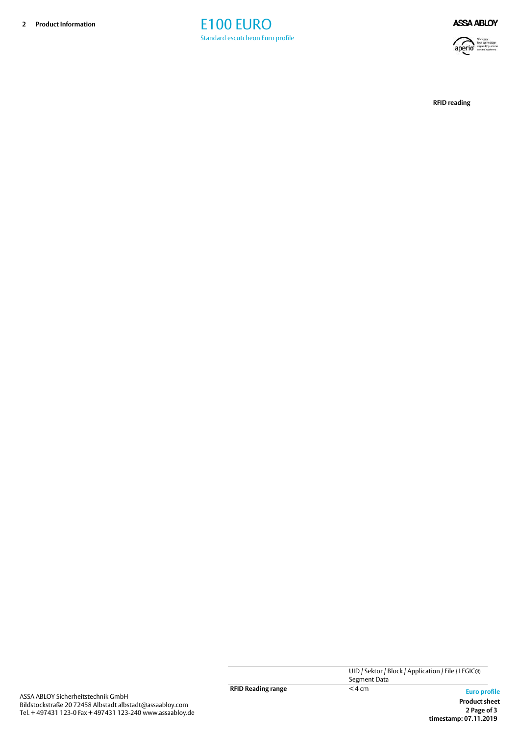**RFID reading**

| | |
|---|---|
| | UID / Sektor / Block / Application / File / LEGIC® Segment Data |
| **RFID Reading range** | < 4 cm |

ASSA ABLOY Sicherheitstechnik GmbH
Bildstockstraße 20 72458 Albstadt albstadt@assaabloy.com
Tel. + 497431 123-0 Fax + 497431 123-240 www.assaabloy.de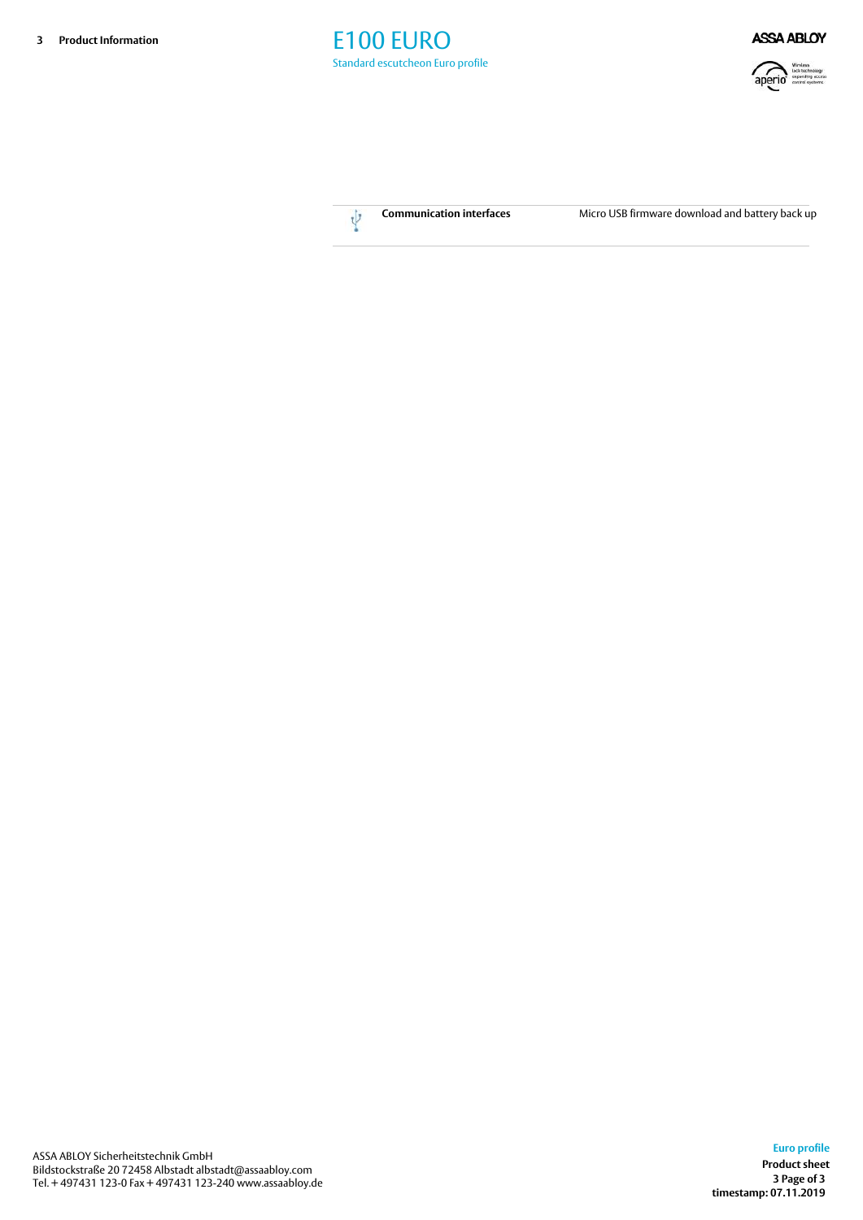| | |
|---|---|
| **Communication interfaces** | Micro USB firmware download and battery back up |

ASSA ABLOY Sicherheitstechnik GmbH
Bildstockstraße 20 72458 Albstadt albstadt@assaabloy.com
Tel. + 497431 123-0 Fax + 497431 123-240 www.assaabloy.de

**Euro profile**
**Product sheet**
**timestamp: 07.11.2019**